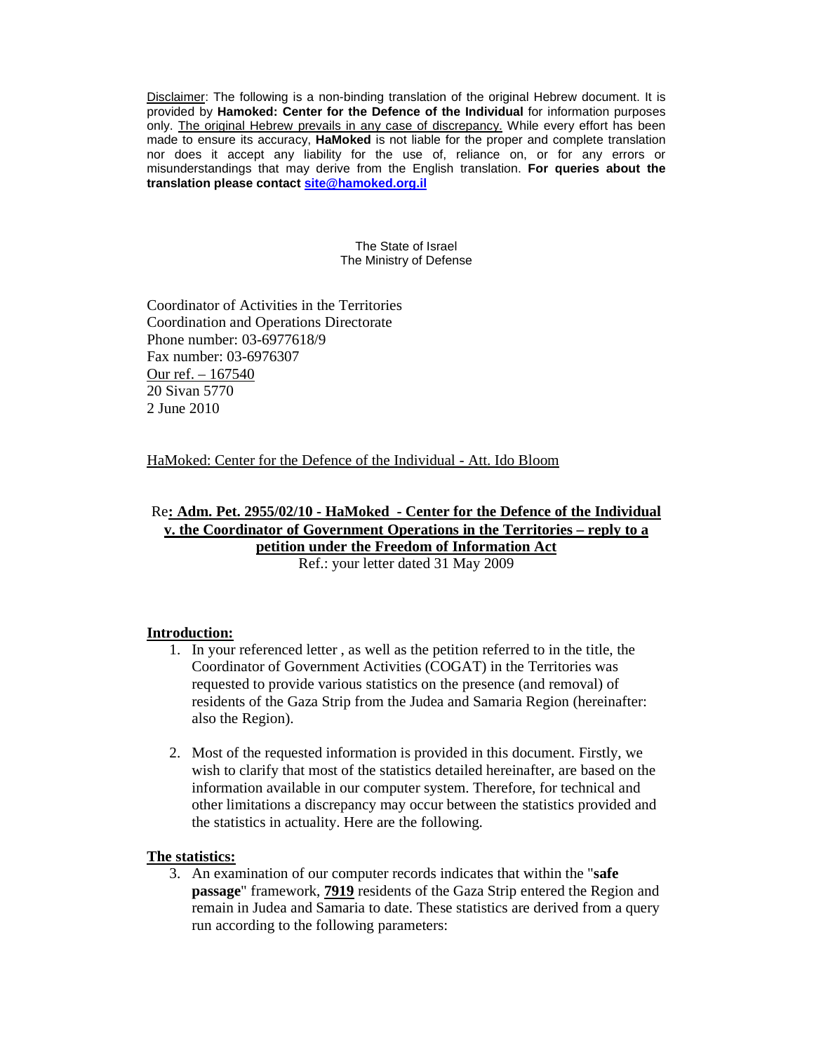Disclaimer: The following is a non-binding translation of the original Hebrew document. It is provided by **Hamoked: Center for the Defence of the Individual** for information purposes only. The original Hebrew prevails in any case of discrepancy. While every effort has been made to ensure its accuracy, **HaMoked** is not liable for the proper and complete translation nor does it accept any liability for the use of, reliance on, or for any errors or misunderstandings that may derive from the English translation. **For queries about the translation please contact [site@hamoked.org.il](mailto:site@hamoked.org.il)**

The State of Israel
The Ministry of Defense

Coordinator of Activities in the Territories
Coordination and Operations Directorate
Phone number: 03-6977618/9
Fax number: 03-6976307
Our ref. – 167540
20 Sivan 5770
2 June 2010

HaMoked: Center for the Defence of the Individual - Att. Ido Bloom

**Re: Adm. Pet. 2955/02/10 - HaMoked - Center for the Defence of the Individual v. the Coordinator of Government Operations in the Territories – reply to a petition under the Freedom of Information Act**

Ref.: your letter dated 31 May 2009

**Introduction:**

1. In your referenced letter , as well as the petition referred to in the title, the Coordinator of Government Activities (COGAT) in the Territories was requested to provide various statistics on the presence (and removal) of residents of the Gaza Strip from the Judea and Samaria Region (hereinafter: also the Region).

2. Most of the requested information is provided in this document. Firstly, we wish to clarify that most of the statistics detailed hereinafter, are based on the information available in our computer system. Therefore, for technical and other limitations a discrepancy may occur between the statistics provided and the statistics in actuality. Here are the following.

**The statistics:**

3. An examination of our computer records indicates that within the "**safe passage**" framework, **7919** residents of the Gaza Strip entered the Region and remain in Judea and Samaria to date. These statistics are derived from a query run according to the following parameters: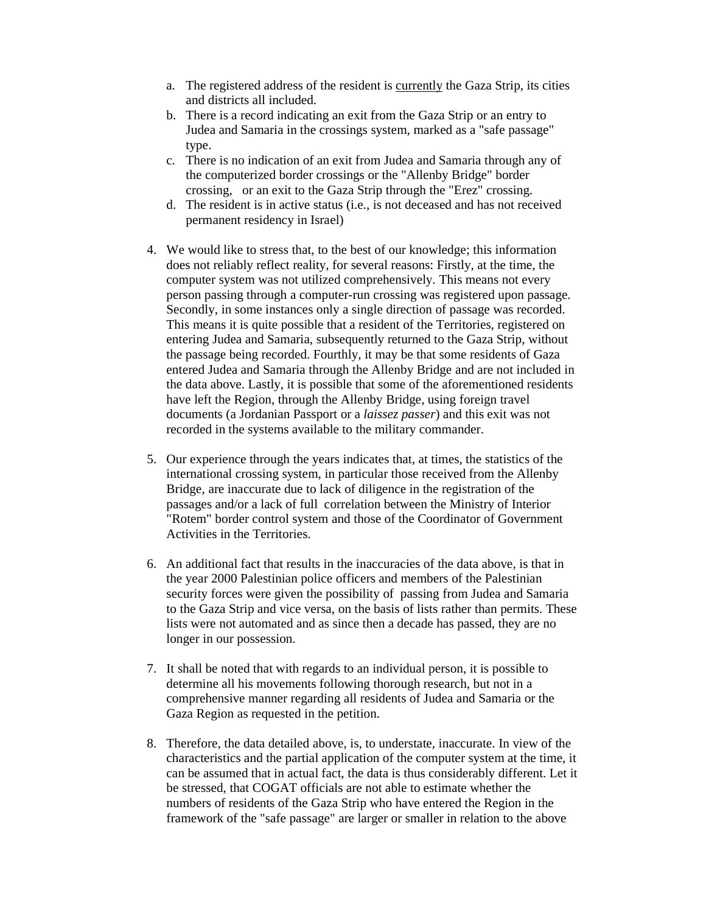a. The registered address of the resident is <u>currently</u> the Gaza Strip, its cities and districts all included.
b. There is a record indicating an exit from the Gaza Strip or an entry to Judea and Samaria in the crossings system, marked as a "safe passage" type.
c. There is no indication of an exit from Judea and Samaria through any of the computerized border crossings or the "Allenby Bridge" border crossing, or an exit to the Gaza Strip through the "Erez" crossing.
d. The resident is in active status (i.e., is not deceased and has not received permanent residency in Israel)

4. We would like to stress that, to the best of our knowledge; this information does not reliably reflect reality, for several reasons: Firstly, at the time, the computer system was not utilized comprehensively. This means not every person passing through a computer-run crossing was registered upon passage. Secondly, in some instances only a single direction of passage was recorded. This means it is quite possible that a resident of the Territories, registered on entering Judea and Samaria, subsequently returned to the Gaza Strip, without the passage being recorded. Fourthly, it may be that some residents of Gaza entered Judea and Samaria through the Allenby Bridge and are not included in the data above. Lastly, it is possible that some of the aforementioned residents have left the Region, through the Allenby Bridge, using foreign travel documents (a Jordanian Passport or a *laissez passer*) and this exit was not recorded in the systems available to the military commander.

5. Our experience through the years indicates that, at times, the statistics of the international crossing system, in particular those received from the Allenby Bridge, are inaccurate due to lack of diligence in the registration of the passages and/or a lack of full correlation between the Ministry of Interior "Rotem" border control system and those of the Coordinator of Government Activities in the Territories.

6. An additional fact that results in the inaccuracies of the data above, is that in the year 2000 Palestinian police officers and members of the Palestinian security forces were given the possibility of passing from Judea and Samaria to the Gaza Strip and vice versa, on the basis of lists rather than permits. These lists were not automated and as since then a decade has passed, they are no longer in our possession.

7. It shall be noted that with regards to an individual person, it is possible to determine all his movements following thorough research, but not in a comprehensive manner regarding all residents of Judea and Samaria or the Gaza Region as requested in the petition.

8. Therefore, the data detailed above, is, to understate, inaccurate. In view of the characteristics and the partial application of the computer system at the time, it can be assumed that in actual fact, the data is thus considerably different. Let it be stressed, that COGAT officials are not able to estimate whether the numbers of residents of the Gaza Strip who have entered the Region in the framework of the "safe passage" are larger or smaller in relation to the above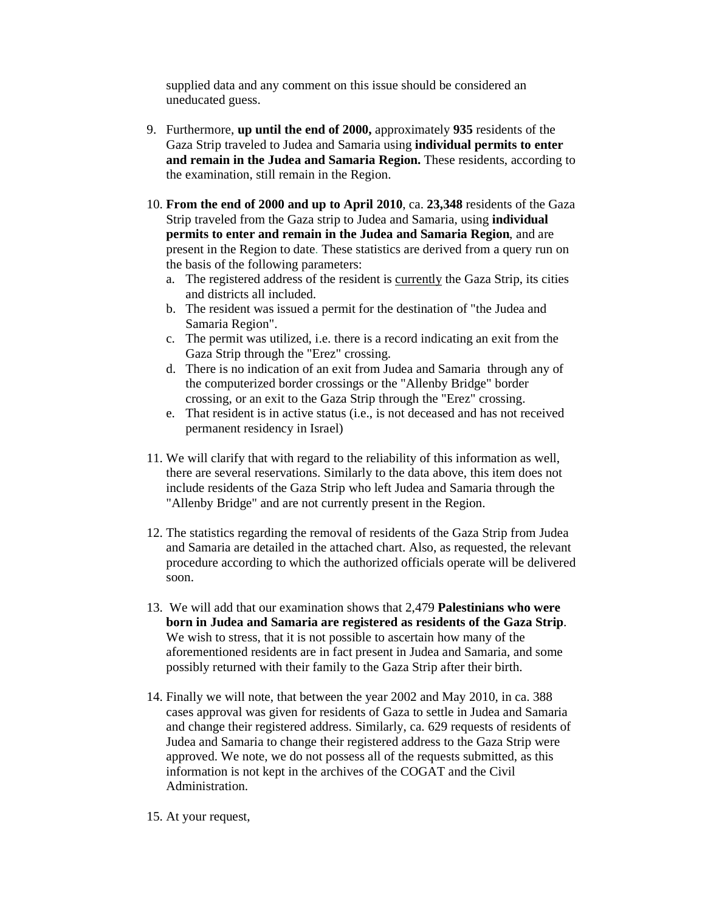supplied data and any comment on this issue should be considered an uneducated guess.

9. Furthermore, **up until the end of 2000,** approximately **935** residents of the Gaza Strip traveled to Judea and Samaria using **individual permits to enter and remain in the Judea and Samaria Region.** These residents, according to the examination, still remain in the Region.

10. **From the end of 2000 and up to April 2010**, ca. **23,348** residents of the Gaza Strip traveled from the Gaza strip to Judea and Samaria, using **individual permits to enter and remain in the Judea and Samaria Region**, and are present in the Region to date. These statistics are derived from a query run on the basis of the following parameters:
    a. The registered address of the resident is <u>currently</u> the Gaza Strip, its cities and districts all included.
    b. The resident was issued a permit for the destination of "the Judea and Samaria Region".
    c. The permit was utilized, i.e. there is a record indicating an exit from the Gaza Strip through the "Erez" crossing.
    d. There is no indication of an exit from Judea and Samaria through any of the computerized border crossings or the "Allenby Bridge" border crossing, or an exit to the Gaza Strip through the "Erez" crossing.
    e. That resident is in active status (i.e., is not deceased and has not received permanent residency in Israel)

11. We will clarify that with regard to the reliability of this information as well, there are several reservations. Similarly to the data above, this item does not include residents of the Gaza Strip who left Judea and Samaria through the "Allenby Bridge" and are not currently present in the Region.

12. The statistics regarding the removal of residents of the Gaza Strip from Judea and Samaria are detailed in the attached chart. Also, as requested, the relevant procedure according to which the authorized officials operate will be delivered soon.

13. We will add that our examination shows that 2,479 **Palestinians who were born in Judea and Samaria are registered as residents of the Gaza Strip**. We wish to stress, that it is not possible to ascertain how many of the aforementioned residents are in fact present in Judea and Samaria, and some possibly returned with their family to the Gaza Strip after their birth.

14. Finally we will note, that between the year 2002 and May 2010, in ca. 388 cases approval was given for residents of Gaza to settle in Judea and Samaria and change their registered address. Similarly, ca. 629 requests of residents of Judea and Samaria to change their registered address to the Gaza Strip were approved. We note, we do not possess all of the requests submitted, as this information is not kept in the archives of the COGAT and the Civil Administration.

15. At your request,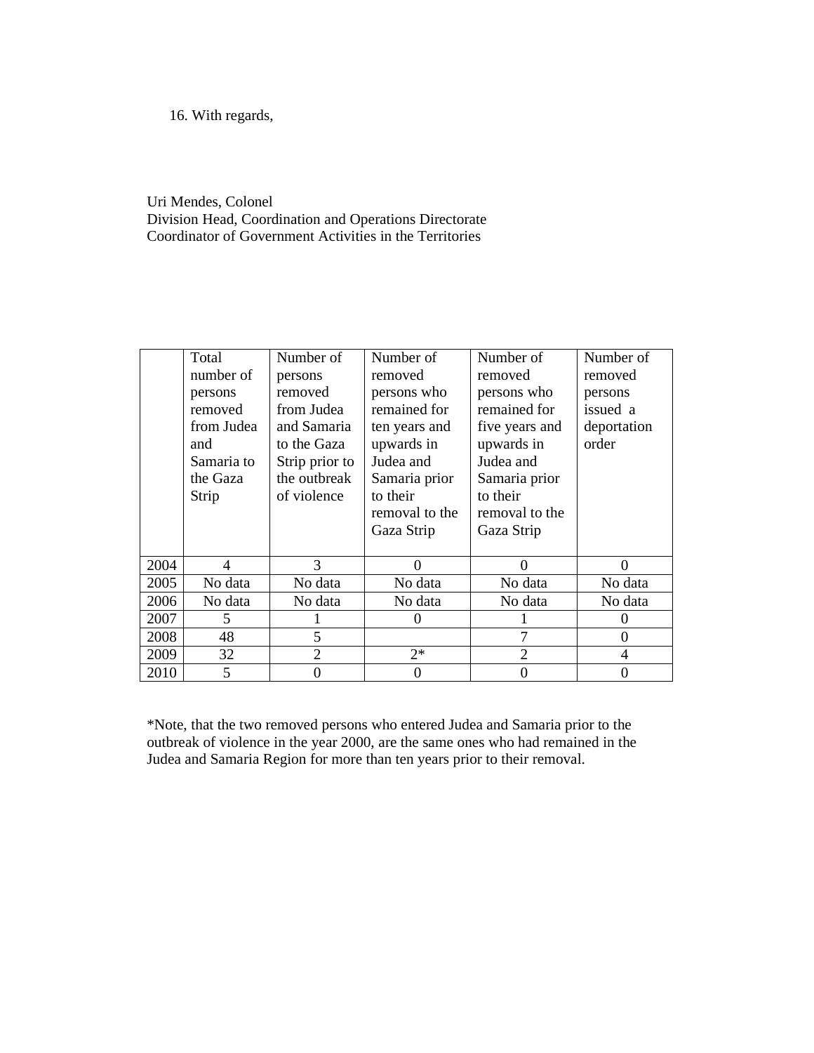16. With regards,

Uri Mendes, Colonel
Division Head, Coordination and Operations Directorate
Coordinator of Government Activities in the Territories

| | Total number of persons removed from Judea and Samaria to the Gaza Strip | Number of persons removed from Judea and Samaria to the Gaza Strip prior to the outbreak of violence | Number of removed persons who remained for ten years and upwards in Judea and Samaria prior to their removal to the Gaza Strip | Number of removed persons who remained for five years and upwards in Judea and Samaria prior to their removal to the Gaza Strip | Number of removed persons issued a deportation order |
|---|---|---|---|---|---|
| 2004 | 4 | 3 | 0 | 0 | 0 |
| 2005 | No data | No data | No data | No data | No data |
| 2006 | No data | No data | No data | No data | No data |
| 2007 | 5 | 1 | 0 | 1 | 0 |
| 2008 | 48 | 5 | | 7 | 0 |
| 2009 | 32 | 2 | 2* | 2 | 4 |
| 2010 | 5 | 0 | 0 | 0 | 0 |

*Note, that the two removed persons who entered Judea and Samaria prior to the outbreak of violence in the year 2000, are the same ones who had remained in the Judea and Samaria Region for more than ten years prior to their removal.